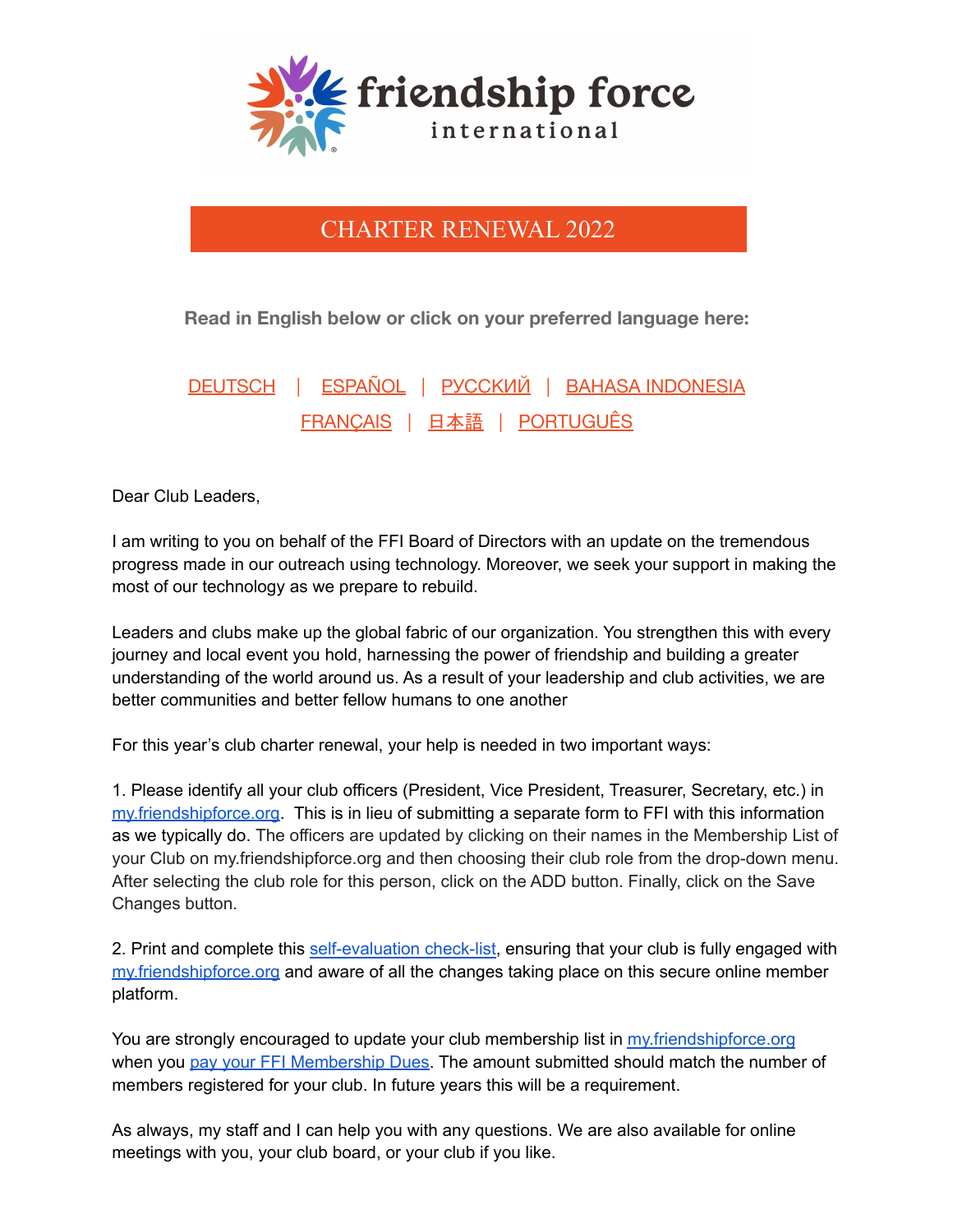friendship force international

# CHARTER RENEWAL 2022

**Read in English below or click on your preferred language here:**

DEUTSCH | ESPAÑOL | РУССКИЙ | BAHASA INDONESIA
FRANÇAIS | 日本語 | PORTUGUÊS

Dear Club Leaders,

I am writing to you on behalf of the FFI Board of Directors with an update on the tremendous progress made in our outreach using technology. Moreover, we seek your support in making the most of our technology as we prepare to rebuild.

Leaders and clubs make up the global fabric of our organization. You strengthen this with every journey and local event you hold, harnessing the power of friendship and building a greater understanding of the world around us. As a result of your leadership and club activities, we are better communities and better fellow humans to one another

For this year's club charter renewal, your help is needed in two important ways:

1. Please identify all your club officers (President, Vice President, Treasurer, Secretary, etc.) in my.friendshipforce.org. This is in lieu of submitting a separate form to FFI with this information as we typically do. The officers are updated by clicking on their names in the Membership List of your Club on my.friendshipforce.org and then choosing their club role from the drop-down menu. After selecting the club role for this person, click on the ADD button. Finally, click on the Save Changes button.

2. Print and complete this self-evaluation check-list, ensuring that your club is fully engaged with my.friendshipforce.org and aware of all the changes taking place on this secure online member platform.

You are strongly encouraged to update your club membership list in my.friendshipforce.org when you pay your FFI Membership Dues. The amount submitted should match the number of members registered for your club. In future years this will be a requirement.

As always, my staff and I can help you with any questions. We are also available for online meetings with you, your club board, or your club if you like.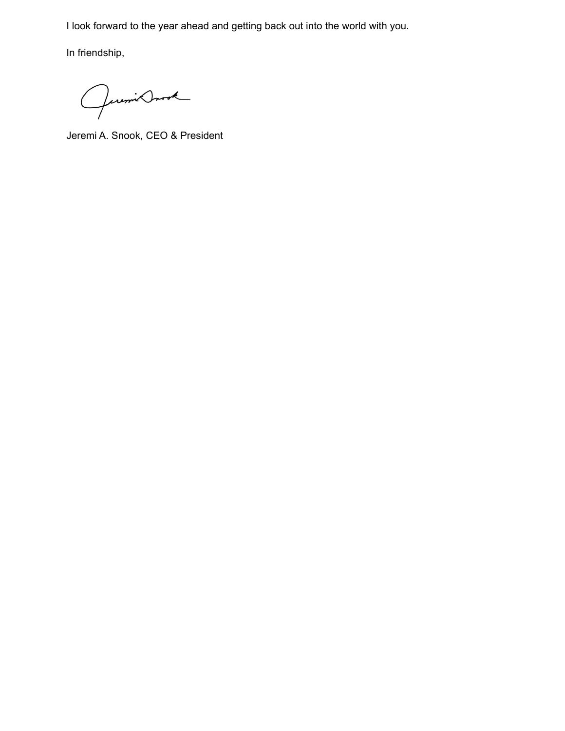I look forward to the year ahead and getting back out into the world with you.

In friendship,

Jeremi A. Snook, CEO & President